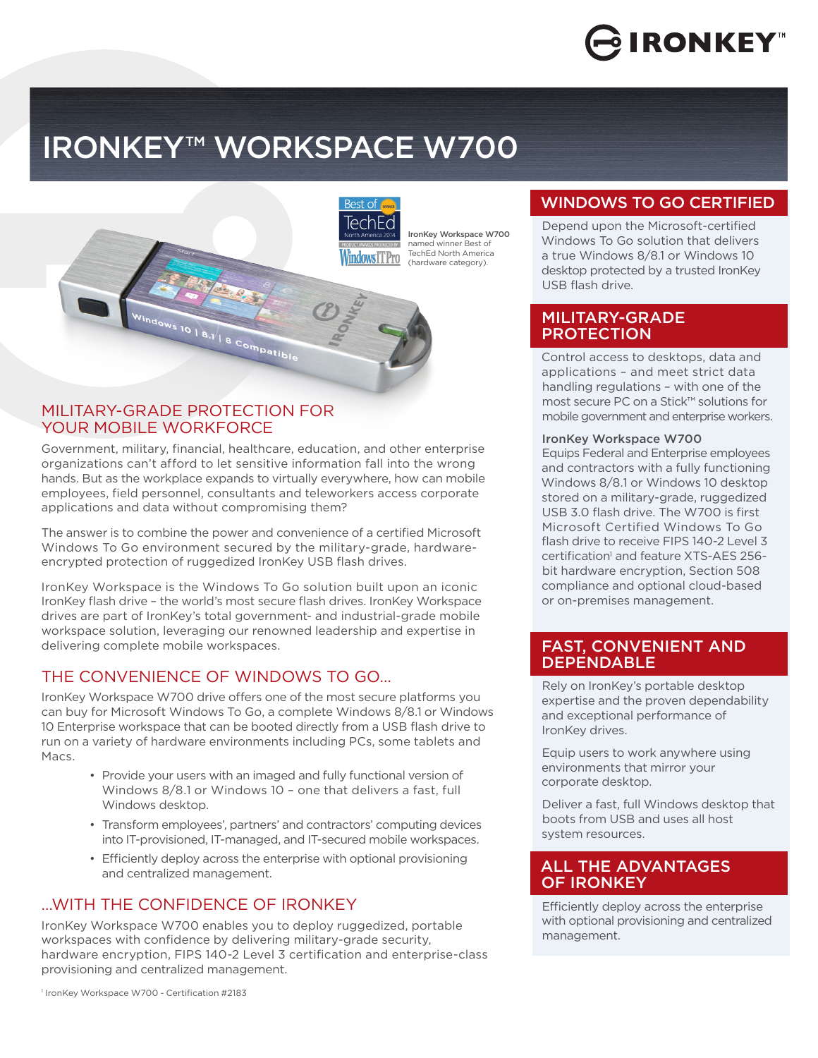# IRONKEY™ WORKSPACE W700

IronKey Workspace W700 named winner Best of TechEd North America (hardware category).

## MILITARY-GRADE PROTECTION FOR YOUR MOBILE WORKFORCE

Government, military, financial, healthcare, education, and other enterprise organizations can't afford to let sensitive information fall into the wrong hands. But as the workplace expands to virtually everywhere, how can mobile employees, field personnel, consultants and teleworkers access corporate applications and data without compromising them?

The answer is to combine the power and convenience of a certified Microsoft Windows To Go environment secured by the military-grade, hardware-encrypted protection of ruggedized IronKey USB flash drives.

IronKey Workspace is the Windows To Go solution built upon an iconic IronKey flash drive – the world's most secure flash drives. IronKey Workspace drives are part of IronKey's total government- and industrial-grade mobile workspace solution, leveraging our renowned leadership and expertise in delivering complete mobile workspaces.

## THE CONVENIENCE OF WINDOWS TO GO...

IronKey Workspace W700 drive offers one of the most secure platforms you can buy for Microsoft Windows To Go, a complete Windows 8/8.1 or Windows 10 Enterprise workspace that can be booted directly from a USB flash drive to run on a variety of hardware environments including PCs, some tablets and Macs.

- Provide your users with an imaged and fully functional version of Windows 8/8.1 or Windows 10 – one that delivers a fast, full Windows desktop.
- Transform employees', partners' and contractors' computing devices into IT-provisioned, IT-managed, and IT-secured mobile workspaces.
- Efficiently deploy across the enterprise with optional provisioning and centralized management.

## ...WITH THE CONFIDENCE OF IRONKEY

IronKey Workspace W700 enables you to deploy ruggedized, portable workspaces with confidence by delivering military-grade security, hardware encryption, FIPS 140-2 Level 3 certification and enterprise-class provisioning and centralized management.

## WINDOWS TO GO CERTIFIED

Depend upon the Microsoft-certified Windows To Go solution that delivers a true Windows 8/8.1 or Windows 10 desktop protected by a trusted IronKey USB flash drive.

## MILITARY-GRADE PROTECTION

Control access to desktops, data and applications – and meet strict data handling regulations – with one of the most secure PC on a Stick™ solutions for mobile government and enterprise workers.

**IronKey Workspace W700**

Equips Federal and Enterprise employees and contractors with a fully functioning Windows 8/8.1 or Windows 10 desktop stored on a military-grade, ruggedized USB 3.0 flash drive. The W700 is first Microsoft Certified Windows To Go flash drive to receive FIPS 140-2 Level 3 certification[1] and feature XTS-AES 256-bit hardware encryption, Section 508 compliance and optional cloud-based or on-premises management.

## FAST, CONVENIENT AND DEPENDABLE

Rely on IronKey's portable desktop expertise and the proven dependability and exceptional performance of IronKey drives.

Equip users to work anywhere using environments that mirror your corporate desktop.

Deliver a fast, full Windows desktop that boots from USB and uses all host system resources.

## ALL THE ADVANTAGES OF IRONKEY

Efficiently deploy across the enterprise with optional provisioning and centralized management.

[1] IronKey Workspace W700 - Certification #2183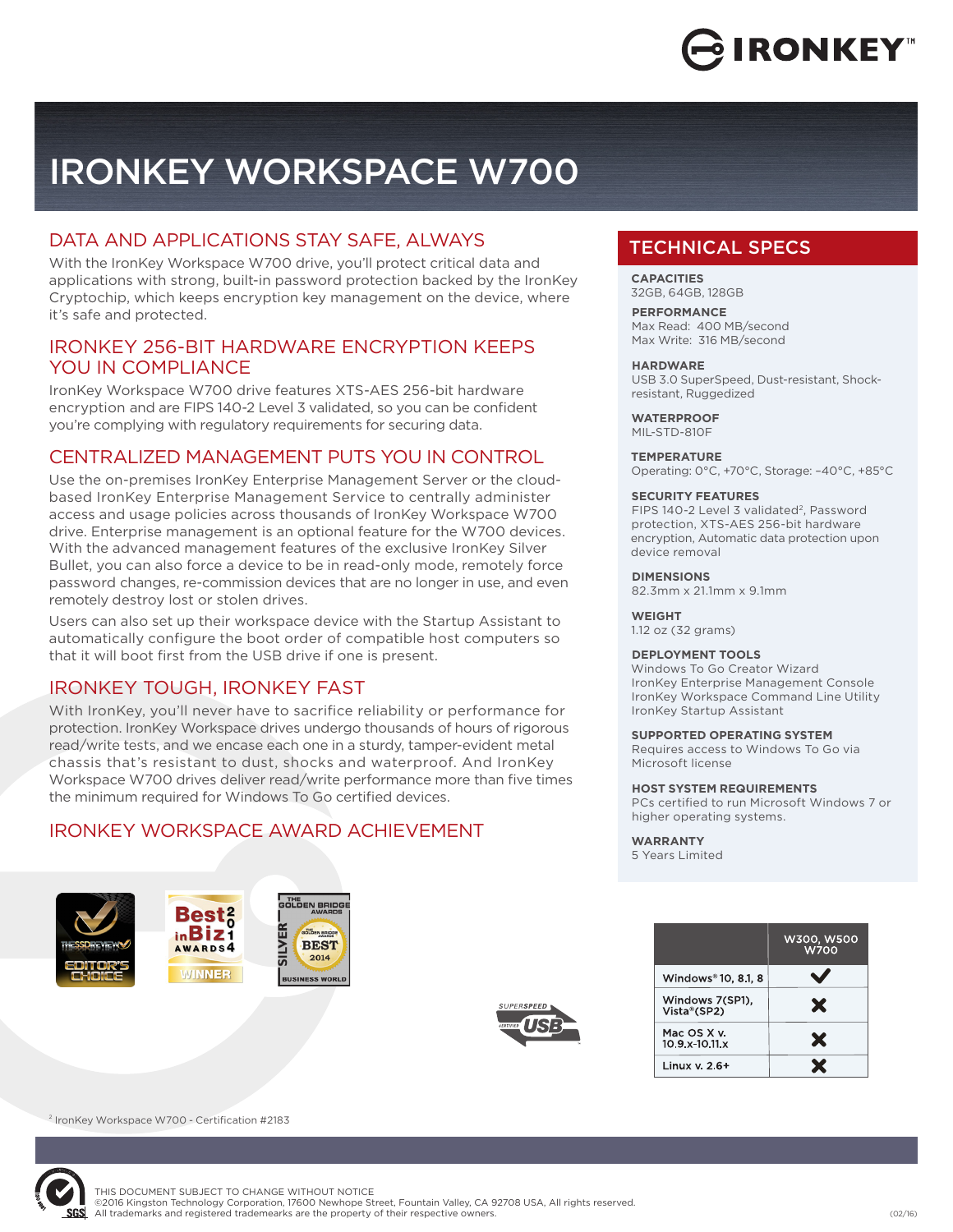# IRONKEY WORKSPACE W700

## DATA AND APPLICATIONS STAY SAFE, ALWAYS

With the IronKey Workspace W700 drive, you'll protect critical data and applications with strong, built-in password protection backed by the IronKey Cryptochip, which keeps encryption key management on the device, where it's safe and protected.

## IRONKEY 256-BIT HARDWARE ENCRYPTION KEEPS YOU IN COMPLIANCE

IronKey Workspace W700 drive features XTS-AES 256-bit hardware encryption and are FIPS 140-2 Level 3 validated, so you can be confident you're complying with regulatory requirements for securing data.

## CENTRALIZED MANAGEMENT PUTS YOU IN CONTROL

Use the on-premises IronKey Enterprise Management Server or the cloud-based IronKey Enterprise Management Service to centrally administer access and usage policies across thousands of IronKey Workspace W700 drive. Enterprise management is an optional feature for the W700 devices. With the advanced management features of the exclusive IronKey Silver Bullet, you can also force a device to be in read-only mode, remotely force password changes, re-commission devices that are no longer in use, and even remotely destroy lost or stolen drives.

Users can also set up their workspace device with the Startup Assistant to automatically configure the boot order of compatible host computers so that it will boot first from the USB drive if one is present.

## IRONKEY TOUGH, IRONKEY FAST

With IronKey, you'll never have to sacrifice reliability or performance for protection. IronKey Workspace drives undergo thousands of hours of rigorous read/write tests, and we encase each one in a sturdy, tamper-evident metal chassis that's resistant to dust, shocks and waterproof. And IronKey Workspace W700 drives deliver read/write performance more than five times the minimum required for Windows To Go certified devices.

## IRONKEY WORKSPACE AWARD ACHIEVEMENT

## TECHNICAL SPECS

**CAPACITIES**
32GB, 64GB, 128GB

**PERFORMANCE**
Max Read: 400 MB/second
Max Write: 316 MB/second

**HARDWARE**
USB 3.0 SuperSpeed, Dust-resistant, Shock-resistant, Ruggedized

**WATERPROOF**
MIL-STD-810F

**TEMPERATURE**
Operating: 0°C, +70°C, Storage: –40°C, +85°C

**SECURITY FEATURES**
FIPS 140-2 Level 3 validated[2], Password protection, XTS-AES 256-bit hardware encryption, Automatic data protection upon device removal

**DIMENSIONS**
82.3mm x 21.1mm x 9.1mm

**WEIGHT**
1.12 oz (32 grams)

**DEPLOYMENT TOOLS**
Windows To Go Creator Wizard
IronKey Enterprise Management Console
IronKey Workspace Command Line Utility
IronKey Startup Assistant

**SUPPORTED OPERATING SYSTEM**
Requires access to Windows To Go via Microsoft license

**HOST SYSTEM REQUIREMENTS**
PCs certified to run Microsoft Windows 7 or higher operating systems.

**WARRANTY**
5 Years Limited

| | W300, W500 W700 |
|---|---|
| Windows® 10, 8.1, 8 | ✔ |
| Windows 7(SP1), Vista®(SP2) | ✘ |
| Mac OS X v. 10.9.x-10.11.x | ✘ |
| Linux v. 2.6+ | ✘ |

[2] IronKey Workspace W700 - Certification #2183

THIS DOCUMENT SUBJECT TO CHANGE WITHOUT NOTICE
©2016 Kingston Technology Corporation, 17600 Newhope Street, Fountain Valley, CA 92708 USA, All rights reserved.
All trademarks and registered trademarks are the property of their respective owners.